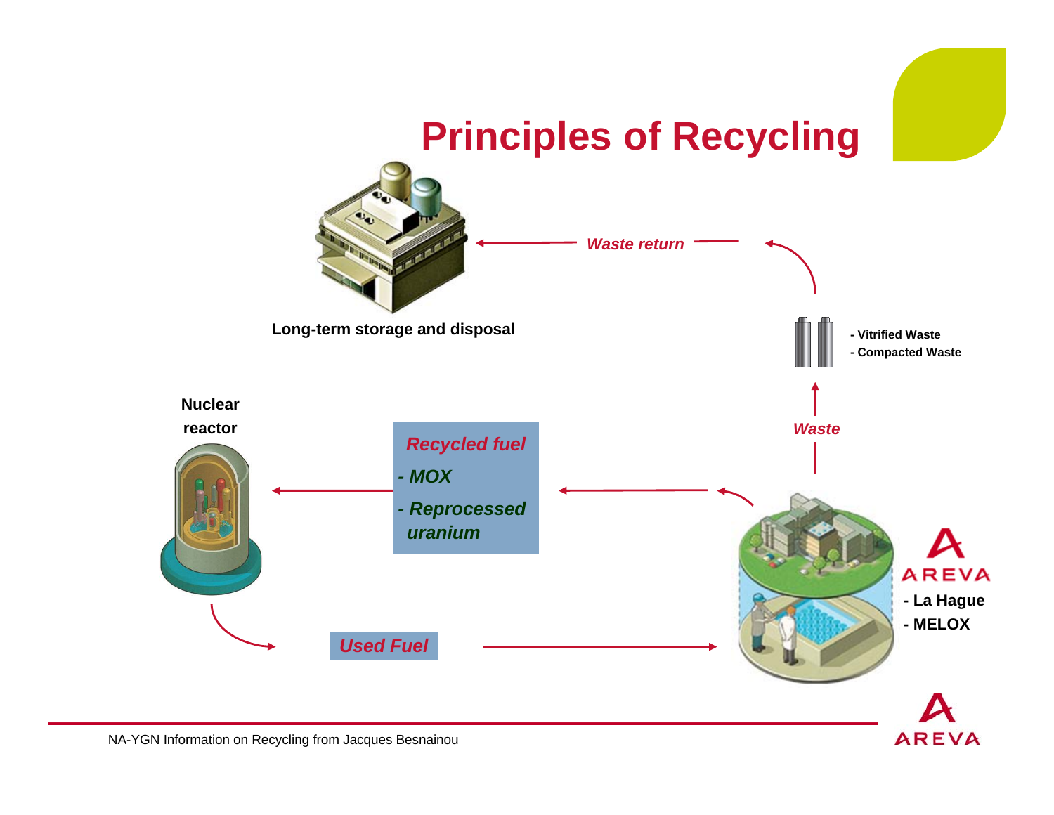# Principles of Recycling

Long-term storage and disposal

*Waste return*

- Vitrified Waste
- Compacted Waste

*Waste*

Nuclear reactor

*Recycled fuel*

*- MOX*

*- Reprocessed uranium*

AREVA

- La Hague
- MELOX

*Used Fuel*

NA-YGN Information on Recycling from Jacques Besnainou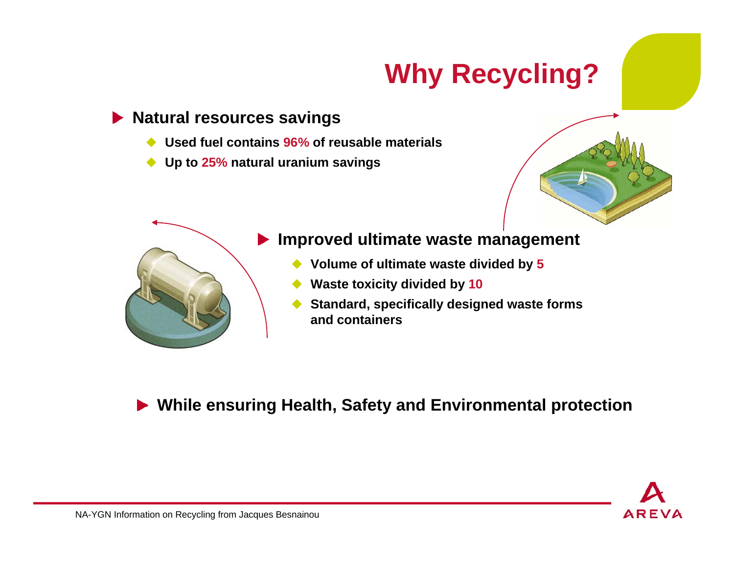# Why Recycling?

- **Natural resources savings**
  - **Used fuel contains 96% of reusable materials**
  - **Up to 25% natural uranium savings**

- **Improved ultimate waste management**
  - **Volume of ultimate waste divided by 5**
  - **Waste toxicity divided by 10**
  - **Standard, specifically designed waste forms and containers**

- **While ensuring Health, Safety and Environmental protection**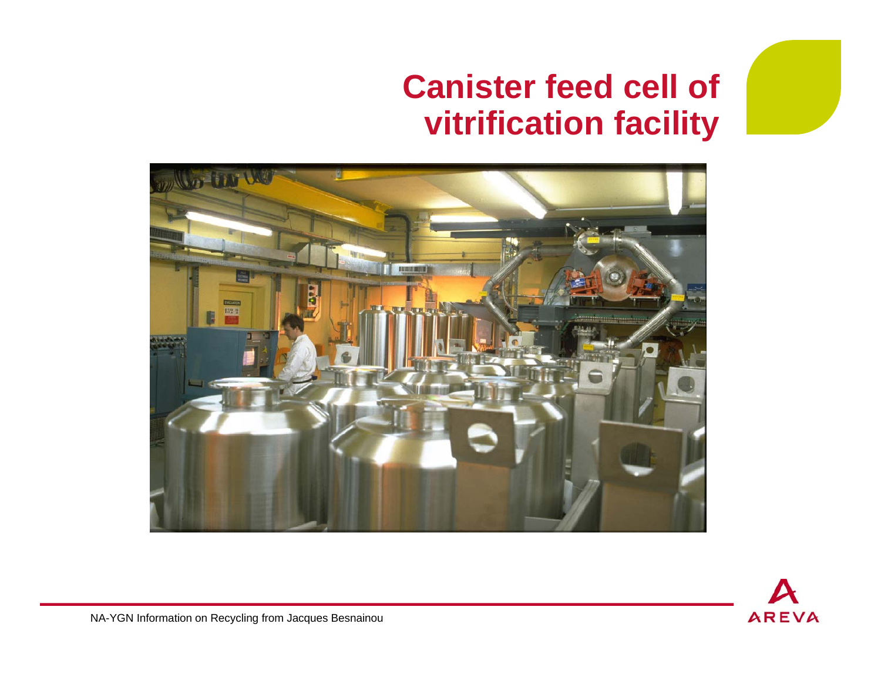# Canister feed cell of vitrification facility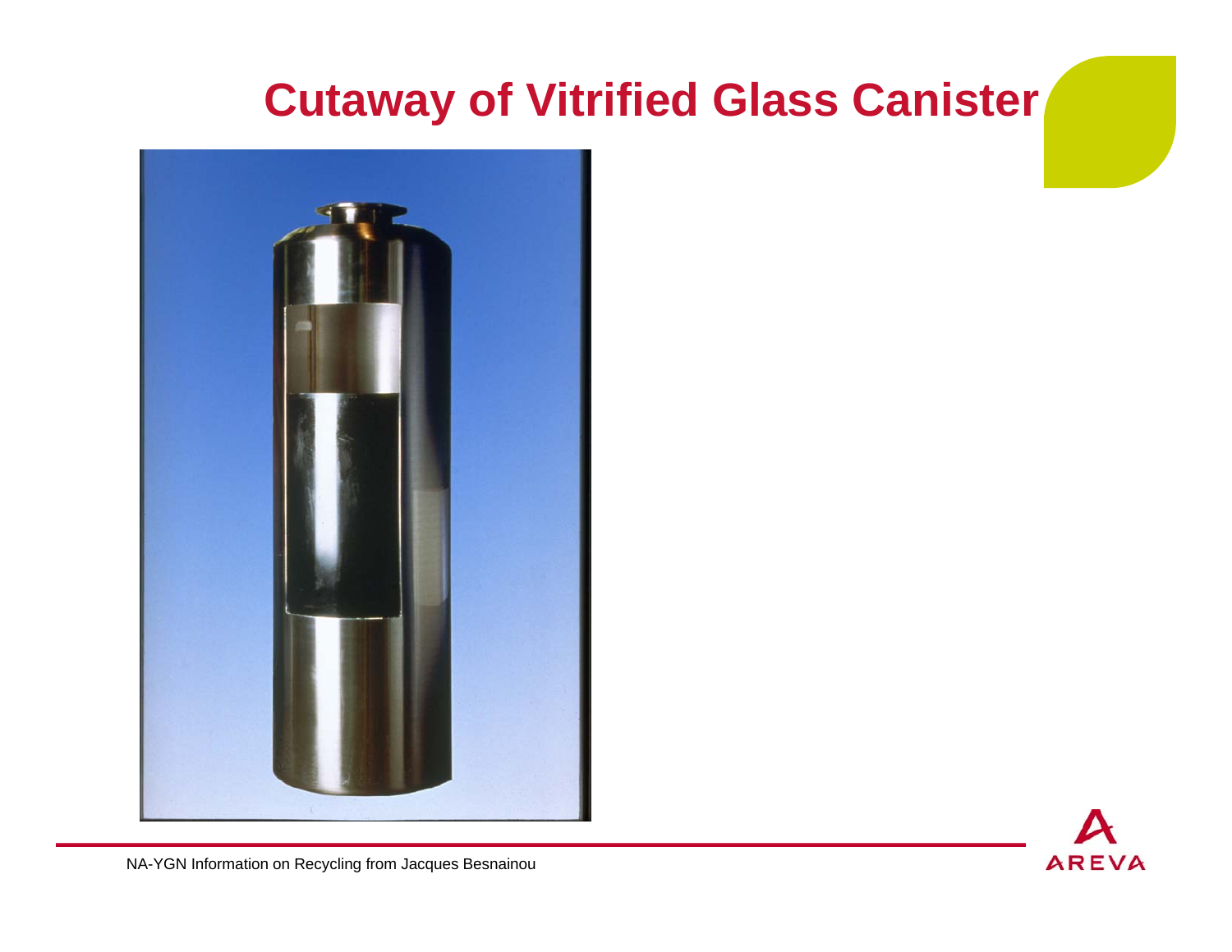# Cutaway of Vitrified Glass Canister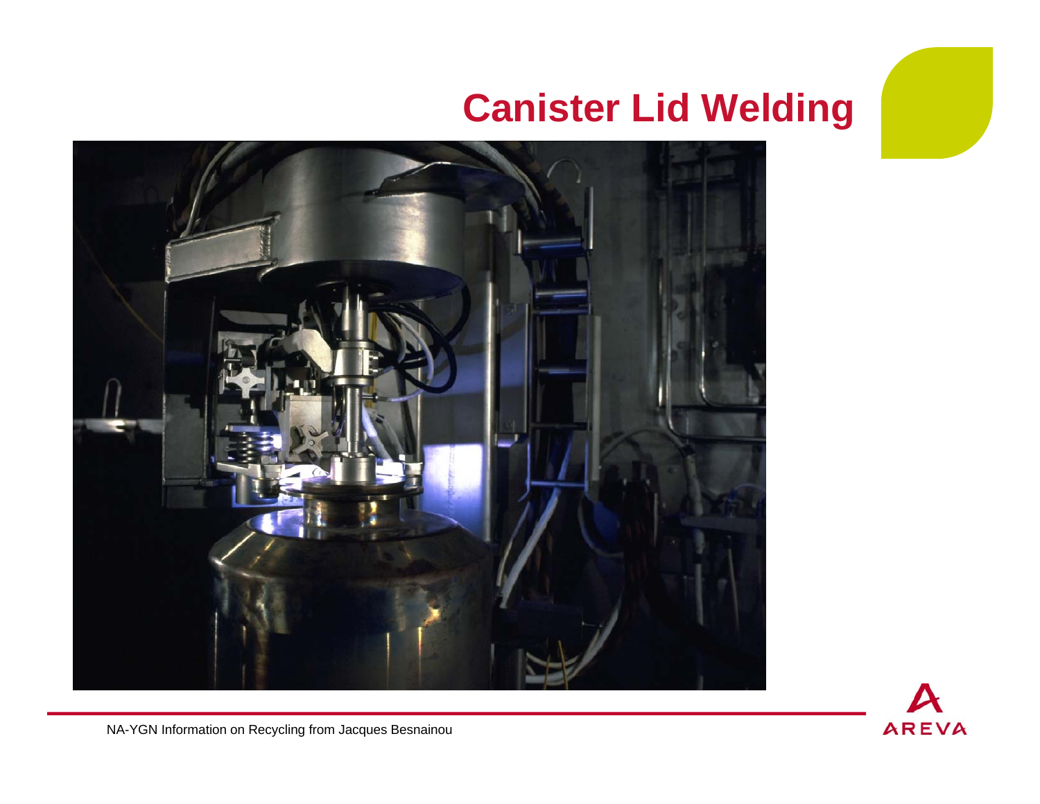# Canister Lid Welding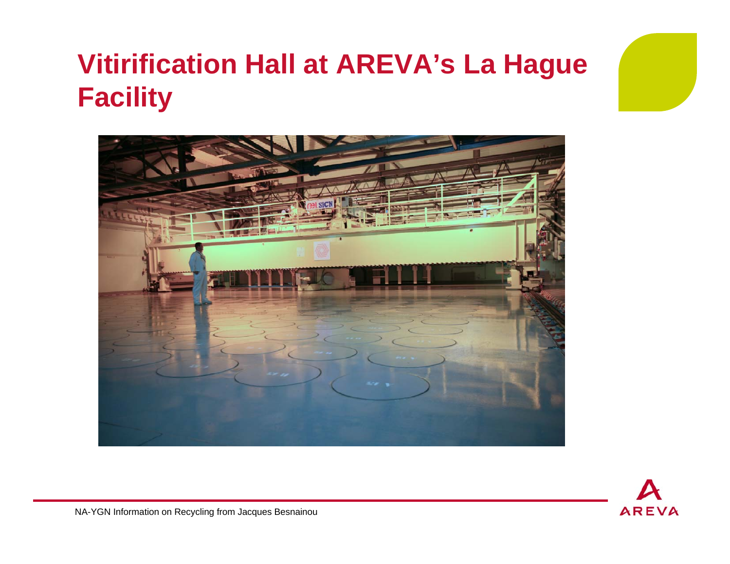# Vitirification Hall at AREVA's La Hague Facility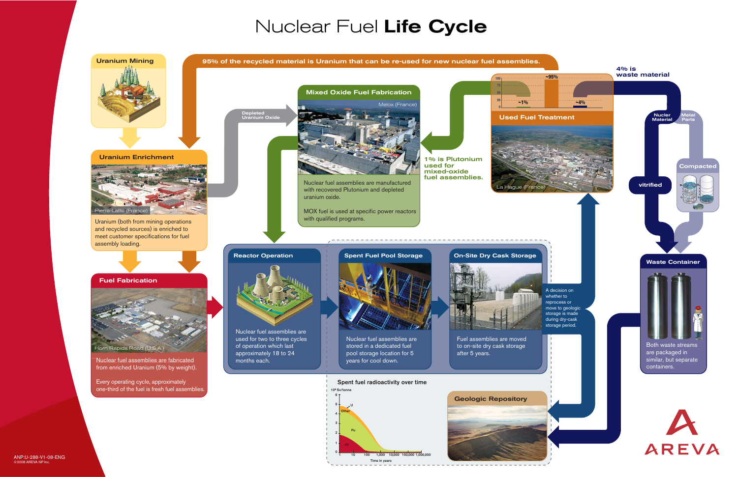# Nuclear Fuel **Life Cycle**

## Uranium Mining

95% of the recycled material is Uranium that can be re-used for new nuclear fuel assemblies.

4% is waste material

## Uranium Enrichment

Pierre-Latte (France)

Uranium (both from mining operations and recycled sources) is enriched to meet customer specifications for fuel assembly loading.

Depleted Uranium Oxide

## Mixed Oxide Fuel Fabrication

Melox (France)

Nuclear fuel assemblies are manufactured with recovered Plutonium and depleted uranium oxide.

MOX fuel is used at specific power reactors with qualified programs.

1% is Plutonium used for mixed-oxide fuel assemblies.

100
75
50
25
0
~95%
~1%
~4%

## Used Fuel Treatment

La Hague (France)

Nucler Material

Metal Parts

vitrified

Compacted

## Fuel Fabrication

Horn Rapids Road (U.S.A.)

Nuclear fuel assemblies are fabricated from enriched Uranium (5% by weight).

Every operating cycle, approximately one-third of the fuel is fresh fuel assemblies.

## Reactor Operation

Nuclear fuel assemblies are used for two to three cycles of operation which last approximately 18 to 24 months each.

## Spent Fuel Pool Storage

Nuclear fuel assemblies are stored in a dedicated fuel pool storage location for 5 years for cool down.

## On-Site Dry Cask Storage

Fuel assemblies are moved to on-site dry cask storage after 5 years.

A decision on whether to reprocess or move to geologic storage is made during dry-cask storage period.

## Waste Container

Both waste streams are packaged in similar, but separate containers.

Spent fuel radioactivity over time

$10^8$ Sv/tonne

6
5
4
3
2
1
0
U
Other
Pu
FP
1
10
100
1,000
10,000
100,000
1,000,000
Time in years

## Geologic Repository

AREVA

ANP:U-288-V1-08-ENG
©2008 AREVA NP Inc.